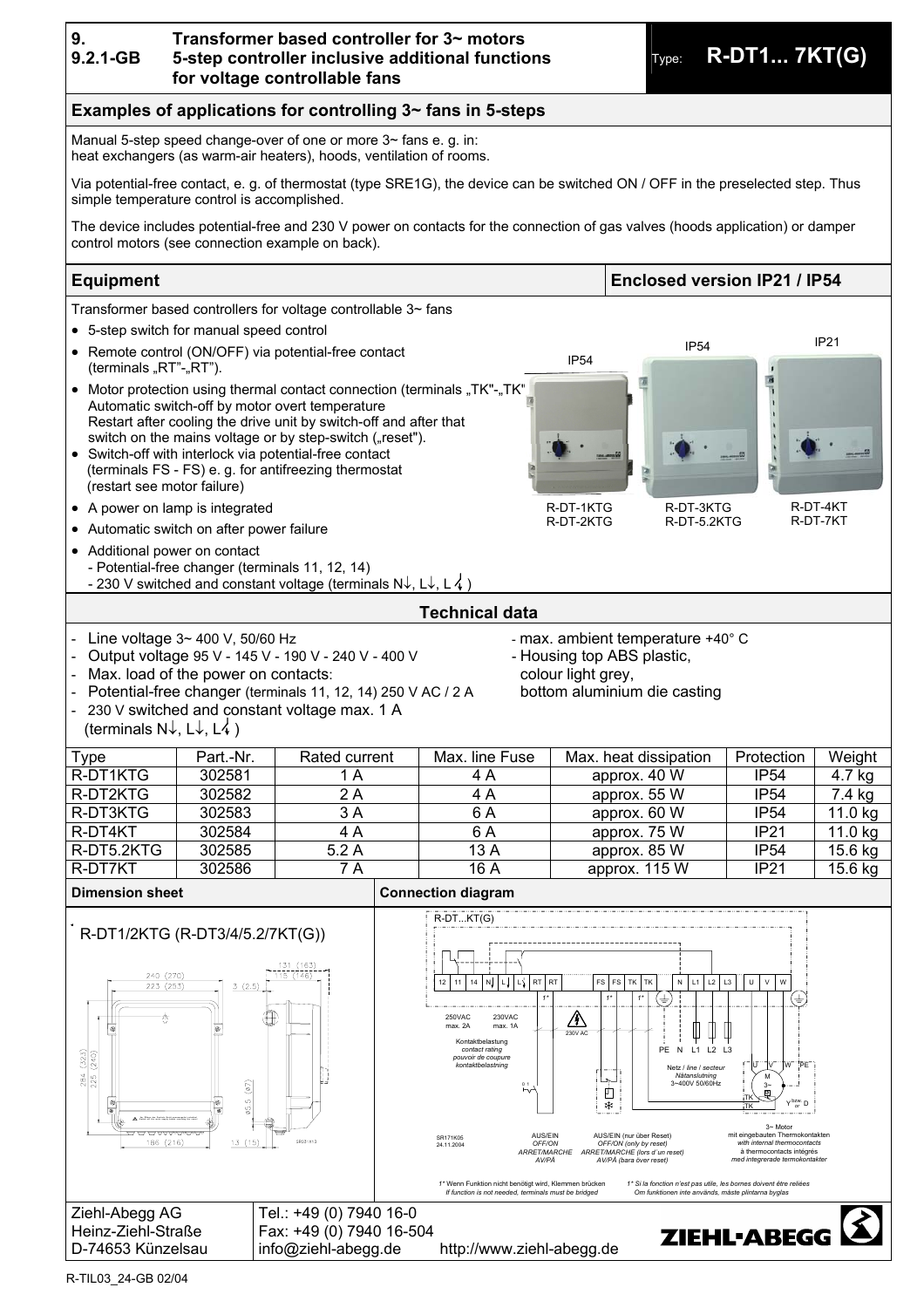# 9. 9.2.1-GB Transformer based controller for 3~ motors 5-step controller inclusive additional functions for voltage controllable fans

Type: **R-DT1... 7KT(G)**

## Examples of applications for controlling 3~ fans in 5-steps

Manual 5-step speed change-over of one or more 3~ fans e. g. in:
heat exchangers (as warm-air heaters), hoods, ventilation of rooms.

Via potential-free contact, e. g. of thermostat (type SRE1G), the device can be switched ON / OFF in the preselected step. Thus simple temperature control is accomplished.

The device includes potential-free and 230 V power on contacts for the connection of gas valves (hoods application) or damper control motors (see connection example on back).

## Equipment

**Enclosed version IP21 / IP54**

Transformer based controllers for voltage controllable 3~ fans

- 5-step switch for manual speed control
- Remote control (ON/OFF) via potential-free contact (terminals „RT"-„RT").
- Motor protection using thermal contact connection (terminals „TK"-„TK") Automatic switch-off by motor overt temperature Restart after cooling the drive unit by switch-off and after that switch on the mains voltage or by step-switch („reset").
- Switch-off with interlock via potential-free contact (terminals FS - FS) e. g. for antifreezing thermostat (restart see motor failure)
- A power on lamp is integrated
- Automatic switch on after power failure
- Additional power on contact
  - Potential-free changer (terminals 11, 12, 14)
  - 230 V switched and constant voltage (terminals N↓, L↓, L↯ )

IP54: R-DT-1KTG, R-DT-2KTG
IP54: R-DT-3KTG, R-DT-5.2KTG
IP21: R-DT-4KT, R-DT-7KT

## Technical data

- Line voltage 3~ 400 V, 50/60 Hz
- Output voltage 95 V - 145 V - 190 V - 240 V - 400 V
- Max. load of the power on contacts:
- Potential-free changer (terminals 11, 12, 14) 250 V AC / 2 A
- 230 V switched and constant voltage max. 1 A (terminals N↓, L↓, L↯ )
- max. ambient temperature +40° C
- Housing top ABS plastic, colour light grey, bottom aluminium die casting

| Type | Part.-Nr. | Rated current | Max. line Fuse | Max. heat dissipation | Protection | Weight |
|---|---|---|---|---|---|---|
| R-DT1KTG | 302581 | 1 A | 4 A | approx. 40 W | IP54 | 4.7 kg |
| R-DT2KTG | 302582 | 2 A | 4 A | approx. 55 W | IP54 | 7.4 kg |
| R-DT3KTG | 302583 | 3 A | 6 A | approx. 60 W | IP54 | 11.0 kg |
| R-DT4KT | 302584 | 4 A | 6 A | approx. 75 W | IP21 | 11.0 kg |
| R-DT5.2KTG | 302585 | 5.2 A | 13 A | approx. 85 W | IP54 | 15.6 kg |
| R-DT7KT | 302586 | 7 A | 16 A | approx. 115 W | IP21 | 15.6 kg |

## Dimension sheet

R-DT1/2KTG (R-DT3/4/5.2/7KT(G))

240 (270), 223 (253), 3 (2.5), 131 (163), 115 (146), 284 (323), 225 (240), ø5.5 (ø7), 186 (216), 13 (15)

## Connection diagram

R-DT...KT(G)

Terminals: 12, 11, 14, N↓, L↓, L↯, RT, RT, FS, FS, TK, TK, N, L1, L2, L3, U, V, W

250VAC max. 2A — 230VAC max. 1A — 230V AC

Kontaktbelastung / *contact rating* / *pouvoir de coupure* / *kontaktbelastning*

Netz / *line* / *secteur* / *Nätanslutning* 3~400V 50/60Hz

3~ Motor mit eingebauten Thermokontakten / *with internal thermocontacts* / *à thermocontacts intégrés* / *med integrerade termokontakter*

AUS/EIN / *OFF/ON* / *ARRET/MARCHE* / *AV/PÅ*

AUS/EIN (nur über Reset) / *OFF/ON (only by reset)* / *ARRET/MARCHE (lors d´un reset)* / *AV/PÅ (bara över reset)*

1* Wenn Funktion nicht benötigt wird, Klemmen brücken / *If function is not needed, terminals must be bridged*

1* *Si la fonction n'est pas utile, les bornes doivent être reliées* / *Om funktionen inte används, måste plintarna byglas*

SR171K05 24.11.2004

---

Ziehl-Abegg AG
Heinz-Ziehl-Straße
D-74653 Künzelsau

Tel.: +49 (0) 7940 16-0
Fax: +49 (0) 7940 16-504
info@ziehl-abegg.de
http://www.ziehl-abegg.de

R-TIL03_24-GB 02/04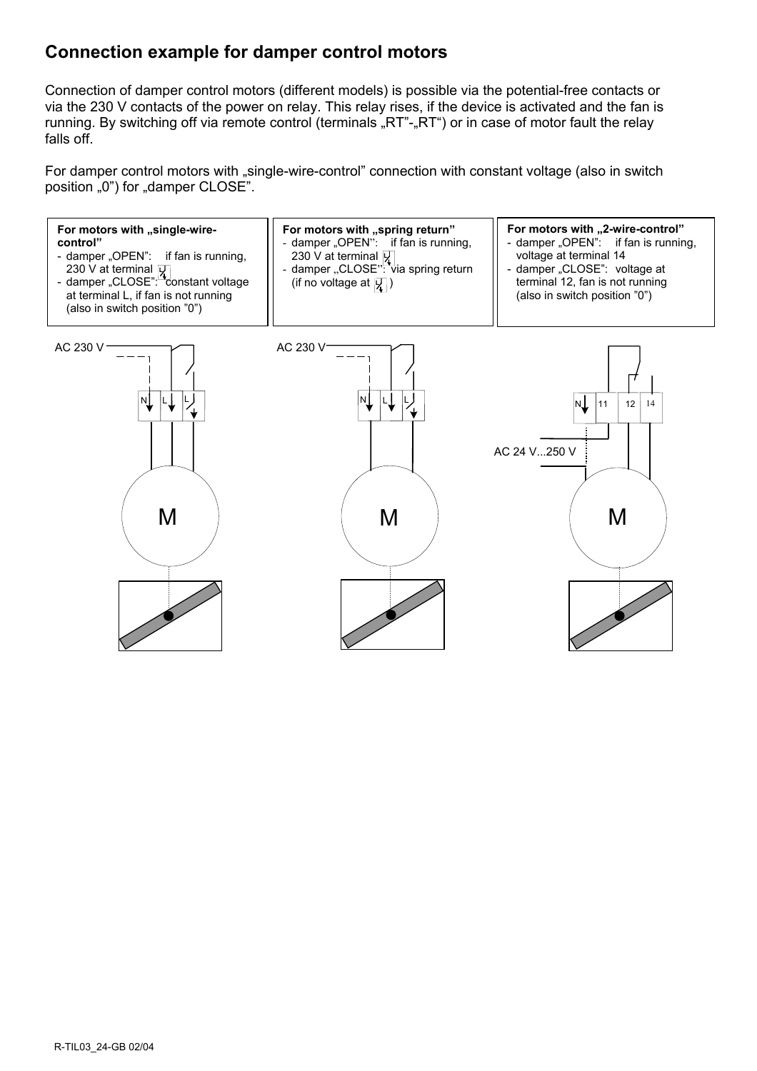## Connection example for damper control motors

Connection of damper control motors (different models) is possible via the potential-free contacts or via the 230 V contacts of the power on relay. This relay rises, if the device is activated and the fan is running. By switching off via remote control (terminals „RT"-„RT") or in case of motor fault the relay falls off.

For damper control motors with „single-wire-control" connection with constant voltage (also in switch position „0") for „damper CLOSE".

**For motors with „single-wire-control"**
- damper „OPEN": if fan is running, 230 V at terminal L
- damper „CLOSE": constant voltage at terminal L, if fan is not running (also in switch position "0")

**For motors with „spring return"**
- damper „OPEN": if fan is running, 230 V at terminal L
- damper „CLOSE": via spring return (if no voltage at L)

**For motors with „2-wire-control"**
- damper „OPEN": if fan is running, voltage at terminal 14
- damper „CLOSE": voltage at terminal 12, fan is not running (also in switch position "0")

AC 230 V

N L L

M

AC 230 V

N L L

M

N 11 12 14

AC 24 V...250 V

M